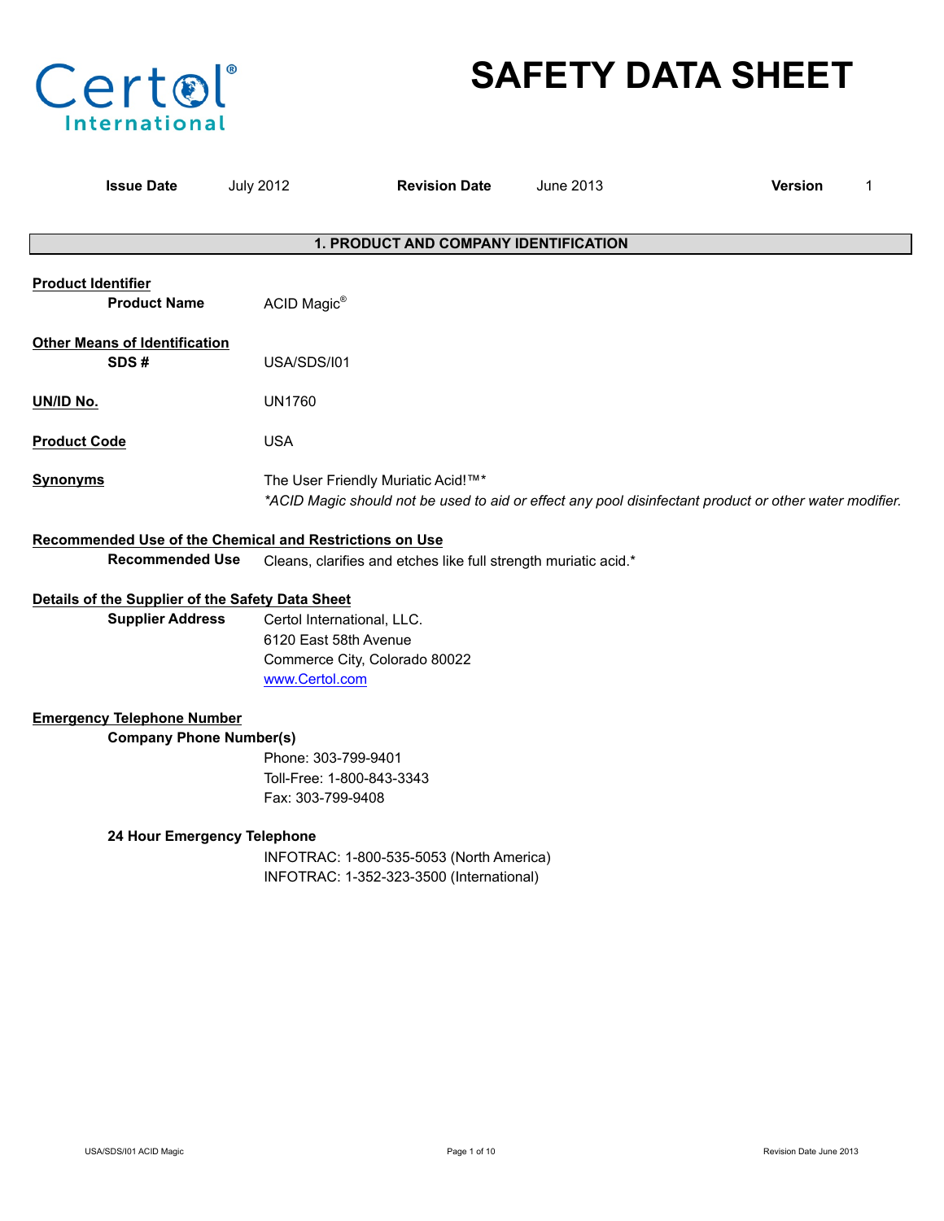# SAFETY DATA SHEET

**Issue Date** July 2012 **Revision Date** June 2013 **Version** 1

## 1. PRODUCT AND COMPANY IDENTIFICATION

**Product Identifier**

**Product Name** ACID Magic®

**Other Means of Identification**

**SDS #** USA/SDS/I01

**UN/ID No.** UN1760

**Product Code** USA

**Synonyms** The User Friendly Muriatic Acid!™*

*\*ACID Magic should not be used to aid or effect any pool disinfectant product or other water modifier.*

**Recommended Use of the Chemical and Restrictions on Use**

**Recommended Use** Cleans, clarifies and etches like full strength muriatic acid.*

**Details of the Supplier of the Safety Data Sheet**

**Supplier Address**
Certol International, LLC.
6120 East 58th Avenue
Commerce City, Colorado 80022
www.Certol.com

**Emergency Telephone Number**

**Company Phone Number(s)**
Phone: 303-799-9401
Toll-Free: 1-800-843-3343
Fax: 303-799-9408

**24 Hour Emergency Telephone**
INFOTRAC: 1-800-535-5053 (North America)
INFOTRAC: 1-352-323-3500 (International)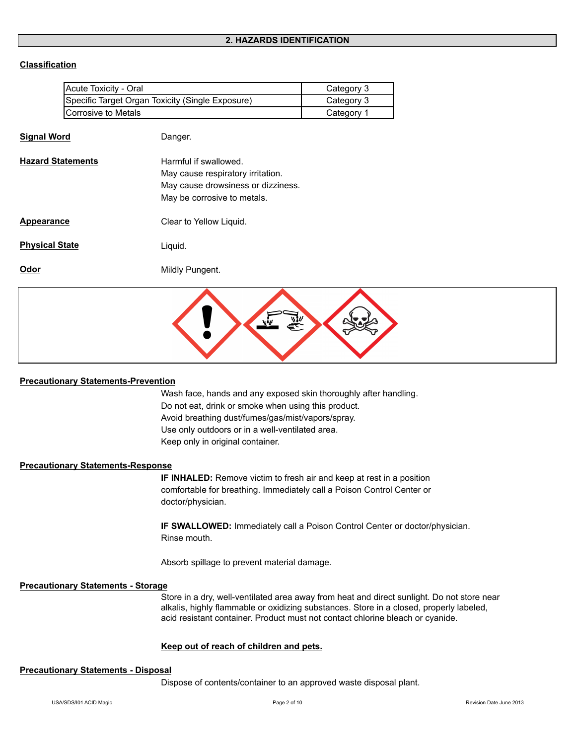## 2. HAZARDS IDENTIFICATION

**Classification**

| Hazard | Category |
|---|---|
| Acute Toxicity - Oral | Category 3 |
| Specific Target Organ Toxicity (Single Exposure) | Category 3 |
| Corrosive to Metals | Category 1 |

**Signal Word**

Danger.

**Hazard Statements**

Harmful if swallowed.
May cause respiratory irritation.
May cause drowsiness or dizziness.
May be corrosive to metals.

**Appearance**

Clear to Yellow Liquid.

**Physical State**

Liquid.

**Odor**

Mildly Pungent.

**Precautionary Statements-Prevention**

Wash face, hands and any exposed skin thoroughly after handling.
Do not eat, drink or smoke when using this product.
Avoid breathing dust/fumes/gas/mist/vapors/spray.
Use only outdoors or in a well-ventilated area.
Keep only in original container.

**Precautionary Statements-Response**

**IF INHALED:** Remove victim to fresh air and keep at rest in a position comfortable for breathing. Immediately call a Poison Control Center or doctor/physician.

**IF SWALLOWED:** Immediately call a Poison Control Center or doctor/physician. Rinse mouth.

Absorb spillage to prevent material damage.

**Precautionary Statements - Storage**

Store in a dry, well-ventilated area away from heat and direct sunlight. Do not store near alkalis, highly flammable or oxidizing substances. Store in a closed, properly labeled, acid resistant container. Product must not contact chlorine bleach or cyanide.

**Keep out of reach of children and pets.**

**Precautionary Statements - Disposal**

Dispose of contents/container to an approved waste disposal plant.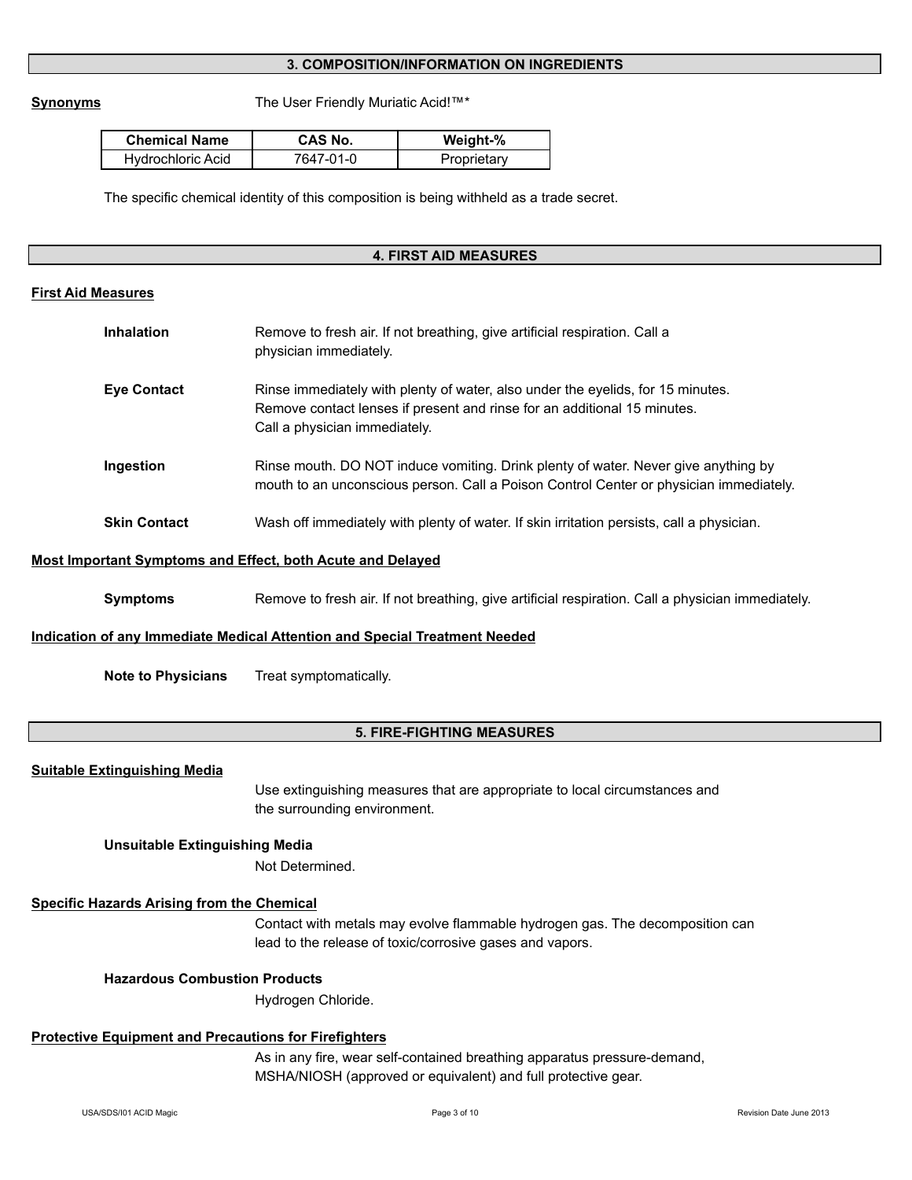## 3. COMPOSITION/INFORMATION ON INGREDIENTS

**Synonyms** The User Friendly Muriatic Acid!™*

| Chemical Name | CAS No. | Weight-% |
|---|---|---|
| Hydrochloric Acid | 7647-01-0 | Proprietary |

The specific chemical identity of this composition is being withheld as a trade secret.

## 4. FIRST AID MEASURES

**First Aid Measures**

**Inhalation** Remove to fresh air. If not breathing, give artificial respiration. Call a physician immediately.

**Eye Contact** Rinse immediately with plenty of water, also under the eyelids, for 15 minutes. Remove contact lenses if present and rinse for an additional 15 minutes. Call a physician immediately.

**Ingestion** Rinse mouth. DO NOT induce vomiting. Drink plenty of water. Never give anything by mouth to an unconscious person. Call a Poison Control Center or physician immediately.

**Skin Contact** Wash off immediately with plenty of water. If skin irritation persists, call a physician.

**Most Important Symptoms and Effect, both Acute and Delayed**

**Symptoms** Remove to fresh air. If not breathing, give artificial respiration. Call a physician immediately.

**Indication of any Immediate Medical Attention and Special Treatment Needed**

**Note to Physicians** Treat symptomatically.

## 5. FIRE-FIGHTING MEASURES

**Suitable Extinguishing Media**

Use extinguishing measures that are appropriate to local circumstances and the surrounding environment.

**Unsuitable Extinguishing Media**

Not Determined.

**Specific Hazards Arising from the Chemical**

Contact with metals may evolve flammable hydrogen gas. The decomposition can lead to the release of toxic/corrosive gases and vapors.

**Hazardous Combustion Products**

Hydrogen Chloride.

**Protective Equipment and Precautions for Firefighters**

As in any fire, wear self-contained breathing apparatus pressure-demand, MSHA/NIOSH (approved or equivalent) and full protective gear.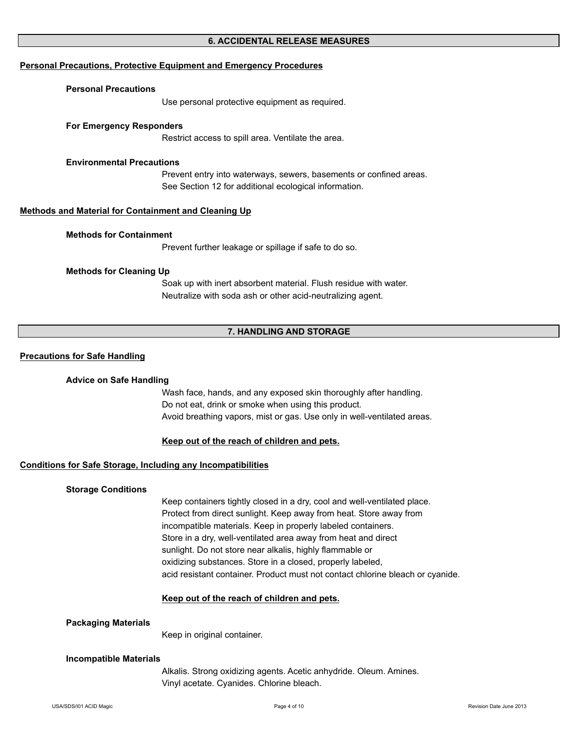## 6. ACCIDENTAL RELEASE MEASURES

### Personal Precautions, Protective Equipment and Emergency Procedures

**Personal Precautions**

Use personal protective equipment as required.

**For Emergency Responders**

Restrict access to spill area. Ventilate the area.

**Environmental Precautions**

Prevent entry into waterways, sewers, basements or confined areas.
See Section 12 for additional ecological information.

### Methods and Material for Containment and Cleaning Up

**Methods for Containment**

Prevent further leakage or spillage if safe to do so.

**Methods for Cleaning Up**

Soak up with inert absorbent material. Flush residue with water.
Neutralize with soda ash or other acid-neutralizing agent.

## 7. HANDLING AND STORAGE

### Precautions for Safe Handling

**Advice on Safe Handling**

Wash face, hands, and any exposed skin thoroughly after handling.
Do not eat, drink or smoke when using this product.
Avoid breathing vapors, mist or gas. Use only in well-ventilated areas.

**Keep out of the reach of children and pets.**

### Conditions for Safe Storage, Including any Incompatibilities

**Storage Conditions**

Keep containers tightly closed in a dry, cool and well-ventilated place.
Protect from direct sunlight. Keep away from heat. Store away from
incompatible materials. Keep in properly labeled containers.
Store in a dry, well-ventilated area away from heat and direct
sunlight. Do not store near alkalis, highly flammable or
oxidizing substances. Store in a closed, properly labeled,
acid resistant container. Product must not contact chlorine bleach or cyanide.

**Keep out of the reach of children and pets.**

**Packaging Materials**

Keep in original container.

**Incompatible Materials**

Alkalis. Strong oxidizing agents. Acetic anhydride. Oleum. Amines.
Vinyl acetate. Cyanides. Chlorine bleach.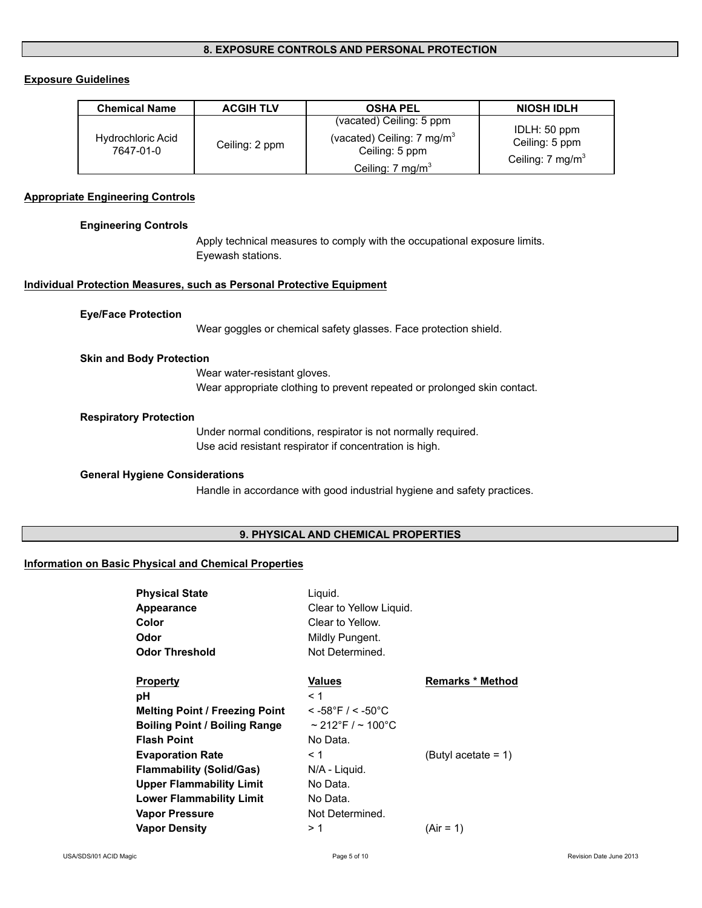## 8. EXPOSURE CONTROLS AND PERSONAL PROTECTION

### Exposure Guidelines

| Chemical Name | ACGIH TLV | OSHA PEL | NIOSH IDLH |
|---|---|---|---|
| Hydrochloric Acid 7647-01-0 | Ceiling: 2 ppm | (vacated) Ceiling: 5 ppm<br>(vacated) Ceiling: 7 mg/m$^3$<br>Ceiling: 5 ppm<br>Ceiling: 7 mg/m$^3$ | IDLH: 50 ppm<br>Ceiling: 5 ppm<br>Ceiling: 7 mg/m$^3$ |

### Appropriate Engineering Controls

**Engineering Controls**

Apply technical measures to comply with the occupational exposure limits.
Eyewash stations.

### Individual Protection Measures, such as Personal Protective Equipment

**Eye/Face Protection**

Wear goggles or chemical safety glasses. Face protection shield.

**Skin and Body Protection**

Wear water-resistant gloves.
Wear appropriate clothing to prevent repeated or prolonged skin contact.

**Respiratory Protection**

Under normal conditions, respirator is not normally required.
Use acid resistant respirator if concentration is high.

**General Hygiene Considerations**

Handle in accordance with good industrial hygiene and safety practices.

## 9. PHYSICAL AND CHEMICAL PROPERTIES

### Information on Basic Physical and Chemical Properties

**Physical State** Liquid.
**Appearance** Clear to Yellow Liquid.
**Color** Clear to Yellow.
**Odor** Mildly Pungent.
**Odor Threshold** Not Determined.

| Property | Values | Remarks * Method |
|---|---|---|
| **pH** | < 1 | |
| **Melting Point / Freezing Point** | < -58°F / < -50°C | |
| **Boiling Point / Boiling Range** | ~ 212°F / ~ 100°C | |
| **Flash Point** | No Data. | |
| **Evaporation Rate** | < 1 | (Butyl acetate = 1) |
| **Flammability (Solid/Gas)** | N/A - Liquid. | |
| **Upper Flammability Limit** | No Data. | |
| **Lower Flammability Limit** | No Data. | |
| **Vapor Pressure** | Not Determined. | |
| **Vapor Density** | > 1 | (Air = 1) |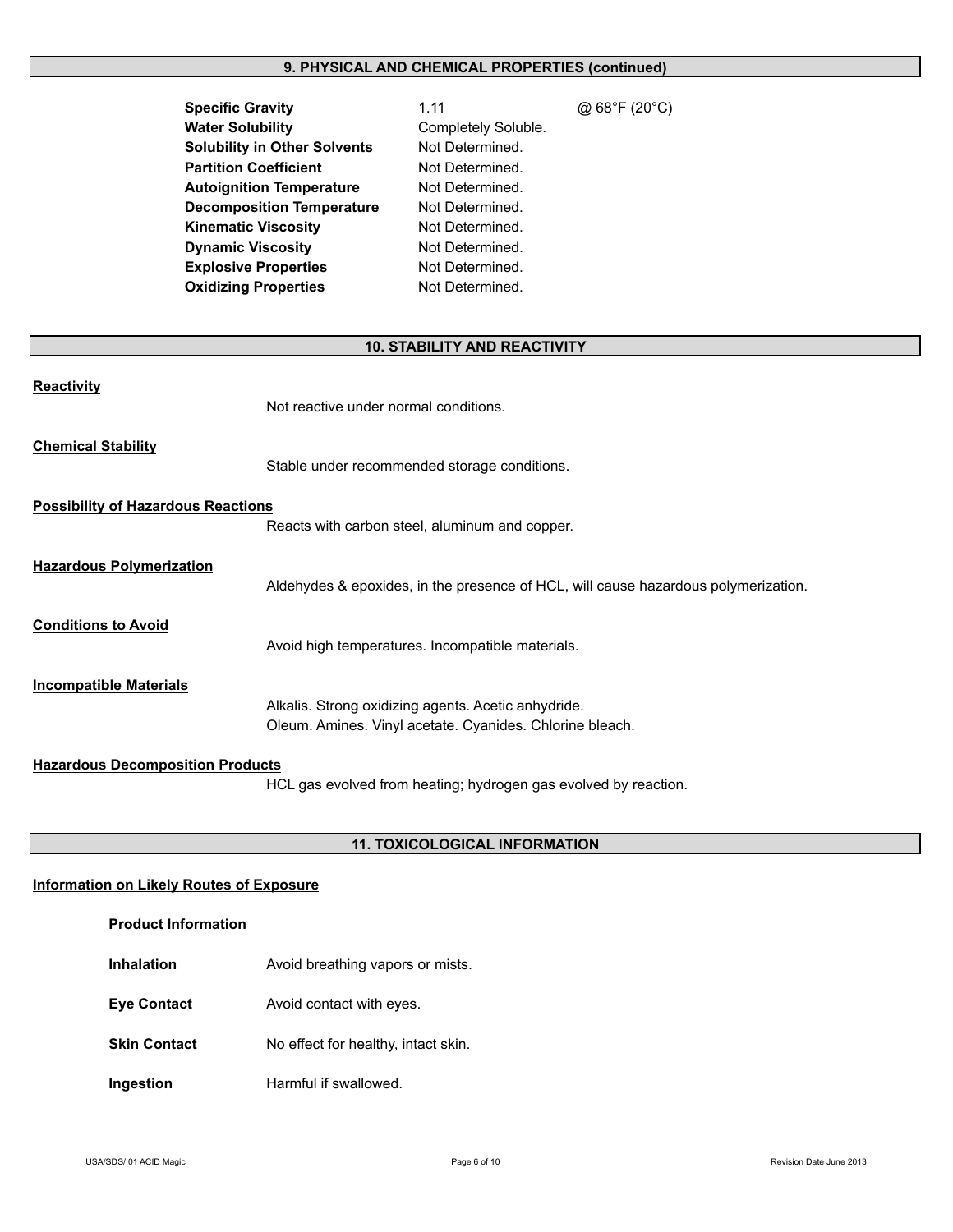## 9. PHYSICAL AND CHEMICAL PROPERTIES (continued)

| Property | Value | Condition |
|---|---|---|
| **Specific Gravity** | 1.11 | @ 68°F (20°C) |
| **Water Solubility** | Completely Soluble. | |
| **Solubility in Other Solvents** | Not Determined. | |
| **Partition Coefficient** | Not Determined. | |
| **Autoignition Temperature** | Not Determined. | |
| **Decomposition Temperature** | Not Determined. | |
| **Kinematic Viscosity** | Not Determined. | |
| **Dynamic Viscosity** | Not Determined. | |
| **Explosive Properties** | Not Determined. | |
| **Oxidizing Properties** | Not Determined. | |

## 10. STABILITY AND REACTIVITY

**Reactivity**

Not reactive under normal conditions.

**Chemical Stability**

Stable under recommended storage conditions.

**Possibility of Hazardous Reactions**

Reacts with carbon steel, aluminum and copper.

**Hazardous Polymerization**

Aldehydes & epoxides, in the presence of HCL, will cause hazardous polymerization.

**Conditions to Avoid**

Avoid high temperatures. Incompatible materials.

**Incompatible Materials**

Alkalis. Strong oxidizing agents. Acetic anhydride.
Oleum. Amines. Vinyl acetate. Cyanides. Chlorine bleach.

**Hazardous Decomposition Products**

HCL gas evolved from heating; hydrogen gas evolved by reaction.

## 11. TOXICOLOGICAL INFORMATION

**Information on Likely Routes of Exposure**

**Product Information**

**Inhalation** Avoid breathing vapors or mists.

**Eye Contact** Avoid contact with eyes.

**Skin Contact** No effect for healthy, intact skin.

**Ingestion** Harmful if swallowed.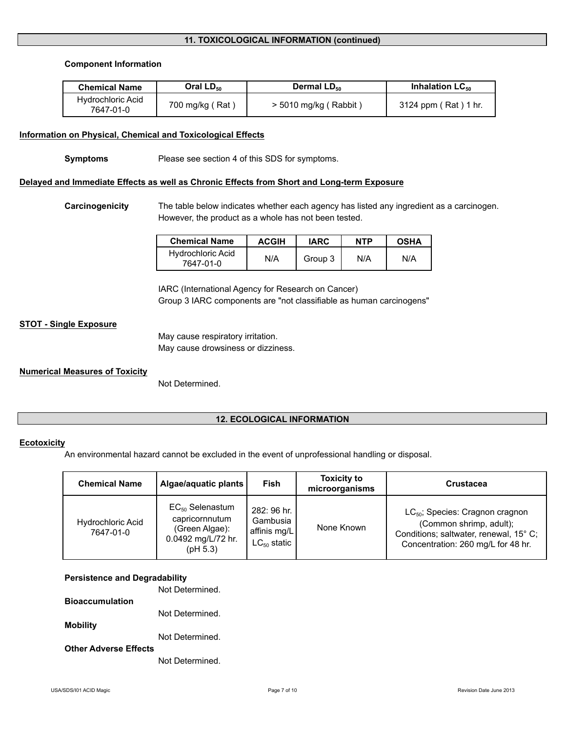## 11. TOXICOLOGICAL INFORMATION (continued)

**Component Information**

| Chemical Name | Oral $LD_{50}$ | Dermal $LD_{50}$ | Inhalation $LC_{50}$ |
|---|---|---|---|
| Hydrochloric Acid 7647-01-0 | 700 mg/kg ( Rat ) | > 5010 mg/kg ( Rabbit ) | 3124 ppm ( Rat ) 1 hr. |

**Information on Physical, Chemical and Toxicological Effects**

**Symptoms** Please see section 4 of this SDS for symptoms.

**Delayed and Immediate Effects as well as Chronic Effects from Short and Long-term Exposure**

**Carcinogenicity** The table below indicates whether each agency has listed any ingredient as a carcinogen. However, the product as a whole has not been tested.

| Chemical Name | ACGIH | IARC | NTP | OSHA |
|---|---|---|---|---|
| Hydrochloric Acid 7647-01-0 | N/A | Group 3 | N/A | N/A |

IARC (International Agency for Research on Cancer)
Group 3 IARC components are "not classifiable as human carcinogens"

**STOT - Single Exposure**

May cause respiratory irritation.
May cause drowsiness or dizziness.

**Numerical Measures of Toxicity**

Not Determined.

## 12. ECOLOGICAL INFORMATION

**Ecotoxicity**

An environmental hazard cannot be excluded in the event of unprofessional handling or disposal.

| Chemical Name | Algae/aquatic plants | Fish | Toxicity to microorganisms | Crustacea |
|---|---|---|---|---|
| Hydrochloric Acid 7647-01-0 | $EC_{50}$ Selenastum capricornnutum (Green Algae): 0.0492 mg/L/72 hr. (pH 5.3) | 282: 96 hr. Gambusia affinis mg/L $LC_{50}$ static | None Known | $LC_{50}$; Species: Cragnon cragnon (Common shrimp, adult); Conditions; saltwater, renewal, 15° C; Concentration: 260 mg/L for 48 hr. |

**Persistence and Degradability**

Not Determined.

**Bioaccumulation**

Not Determined.

**Mobility**

Not Determined.

**Other Adverse Effects**

Not Determined.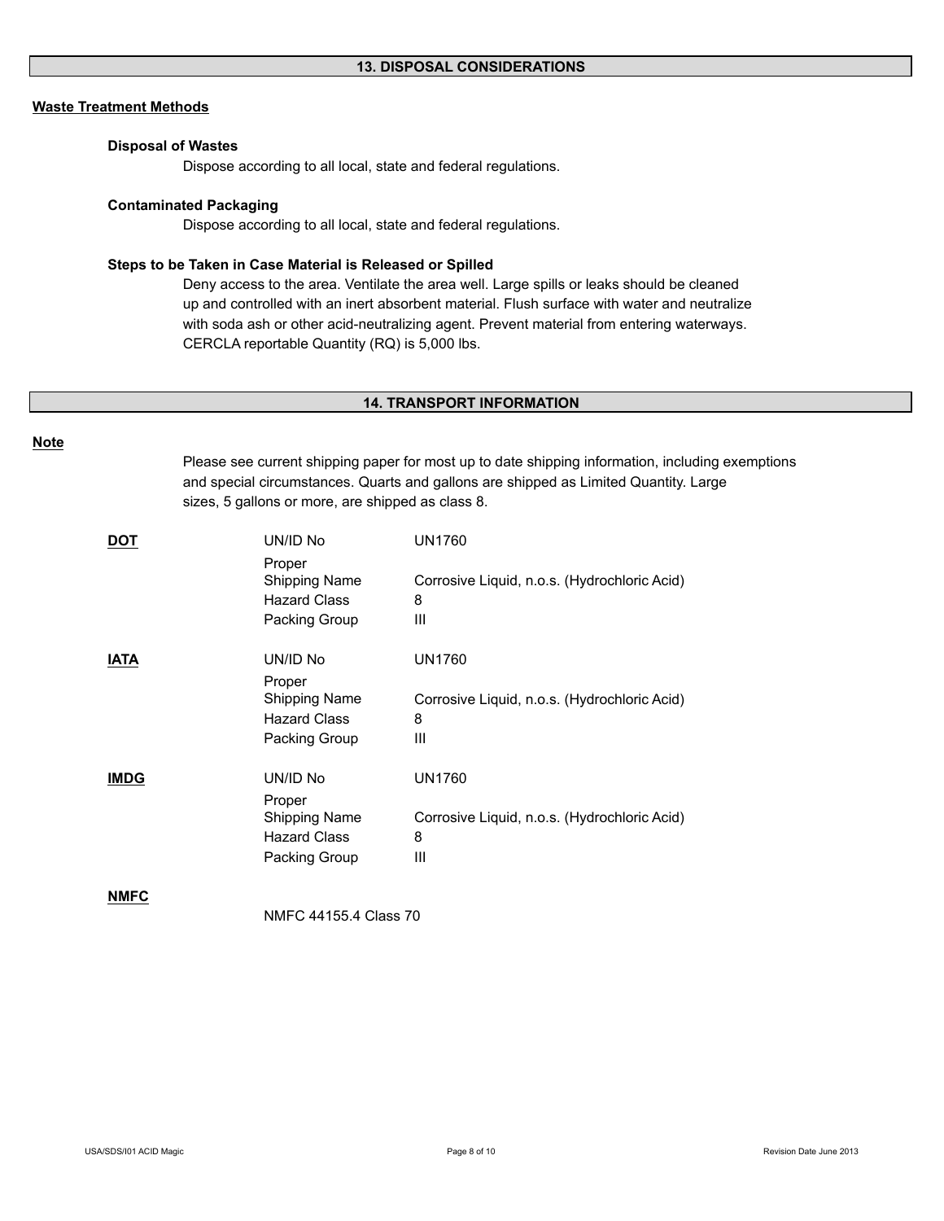## 13. DISPOSAL CONSIDERATIONS

### Waste Treatment Methods

**Disposal of Wastes**

Dispose according to all local, state and federal regulations.

**Contaminated Packaging**

Dispose according to all local, state and federal regulations.

**Steps to be Taken in Case Material is Released or Spilled**

Deny access to the area. Ventilate the area well. Large spills or leaks should be cleaned up and controlled with an inert absorbent material. Flush surface with water and neutralize with soda ash or other acid-neutralizing agent. Prevent material from entering waterways. CERCLA reportable Quantity (RQ) is 5,000 lbs.

## 14. TRANSPORT INFORMATION

### Note

Please see current shipping paper for most up to date shipping information, including exemptions and special circumstances. Quarts and gallons are shipped as Limited Quantity. Large sizes, 5 gallons or more, are shipped as class 8.

**DOT**

| | |
|---|---|
| UN/ID No | UN1760 |
| Proper Shipping Name | Corrosive Liquid, n.o.s. (Hydrochloric Acid) |
| Hazard Class | 8 |
| Packing Group | III |

**IATA**

| | |
|---|---|
| UN/ID No | UN1760 |
| Proper Shipping Name | Corrosive Liquid, n.o.s. (Hydrochloric Acid) |
| Hazard Class | 8 |
| Packing Group | III |

**IMDG**

| | |
|---|---|
| UN/ID No | UN1760 |
| Proper Shipping Name | Corrosive Liquid, n.o.s. (Hydrochloric Acid) |
| Hazard Class | 8 |
| Packing Group | III |

**NMFC**

NMFC 44155.4 Class 70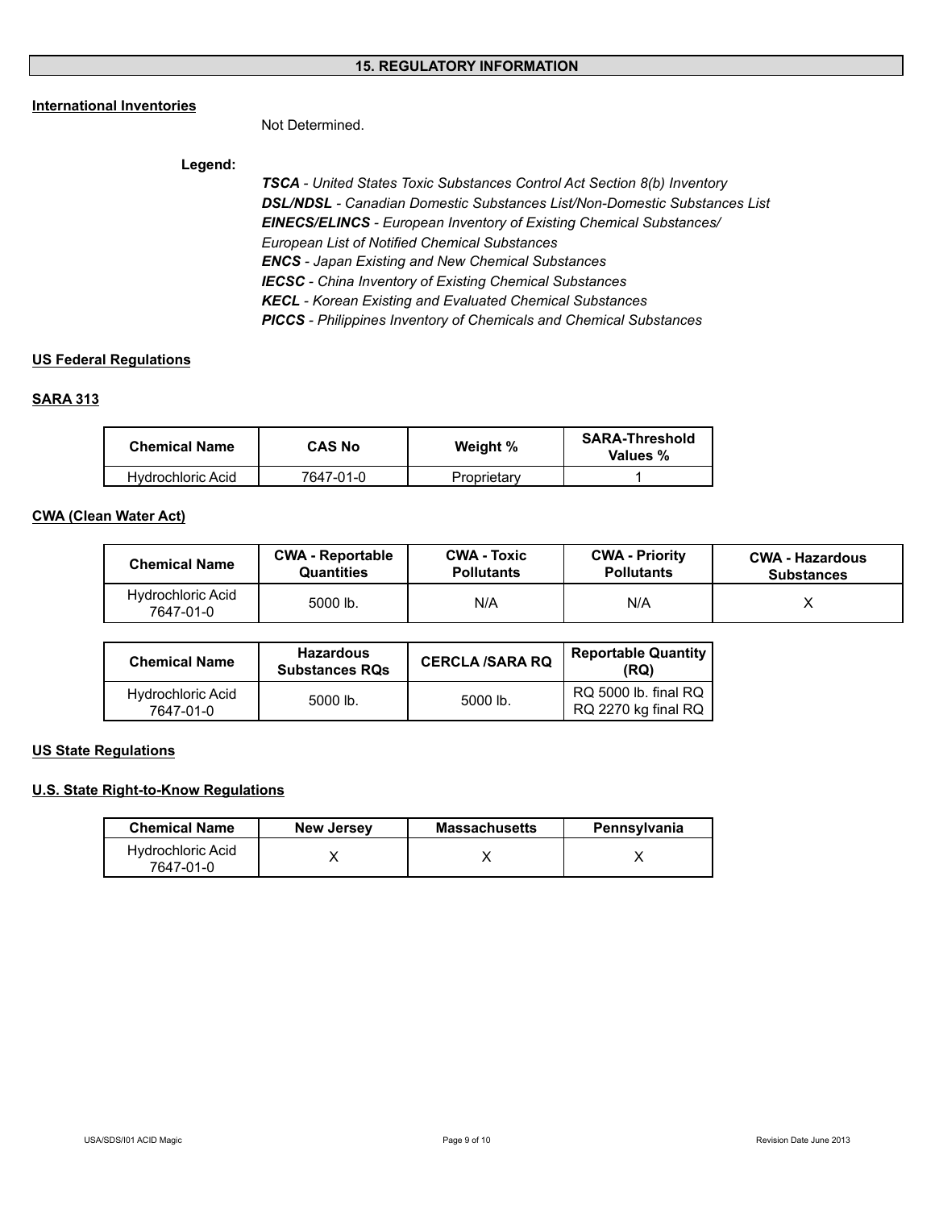## 15. REGULATORY INFORMATION

**International Inventories**

Not Determined.

**Legend:**

***TSCA*** *- United States Toxic Substances Control Act Section 8(b) Inventory*
***DSL/NDSL*** *- Canadian Domestic Substances List/Non-Domestic Substances List*
***EINECS/ELINCS*** *- European Inventory of Existing Chemical Substances/ European List of Notified Chemical Substances*
***ENCS*** *- Japan Existing and New Chemical Substances*
***IECSC*** *- China Inventory of Existing Chemical Substances*
***KECL*** *- Korean Existing and Evaluated Chemical Substances*
***PICCS*** *- Philippines Inventory of Chemicals and Chemical Substances*

**US Federal Regulations**

**SARA 313**

| Chemical Name | CAS No | Weight % | SARA-Threshold Values % |
|---|---|---|---|
| Hydrochloric Acid | 7647-01-0 | Proprietary | 1 |

**CWA (Clean Water Act)**

| Chemical Name | CWA - Reportable Quantities | CWA - Toxic Pollutants | CWA - Priority Pollutants | CWA - Hazardous Substances |
|---|---|---|---|---|
| Hydrochloric Acid 7647-01-0 | 5000 lb. | N/A | N/A | X |

| Chemical Name | Hazardous Substances RQs | CERCLA /SARA RQ | Reportable Quantity (RQ) |
|---|---|---|---|
| Hydrochloric Acid 7647-01-0 | 5000 lb. | 5000 lb. | RQ 5000 lb. final RQ RQ 2270 kg final RQ |

**US State Regulations**

**U.S. State Right-to-Know Regulations**

| Chemical Name | New Jersey | Massachusetts | Pennsylvania |
|---|---|---|---|
| Hydrochloric Acid 7647-01-0 | X | X | X |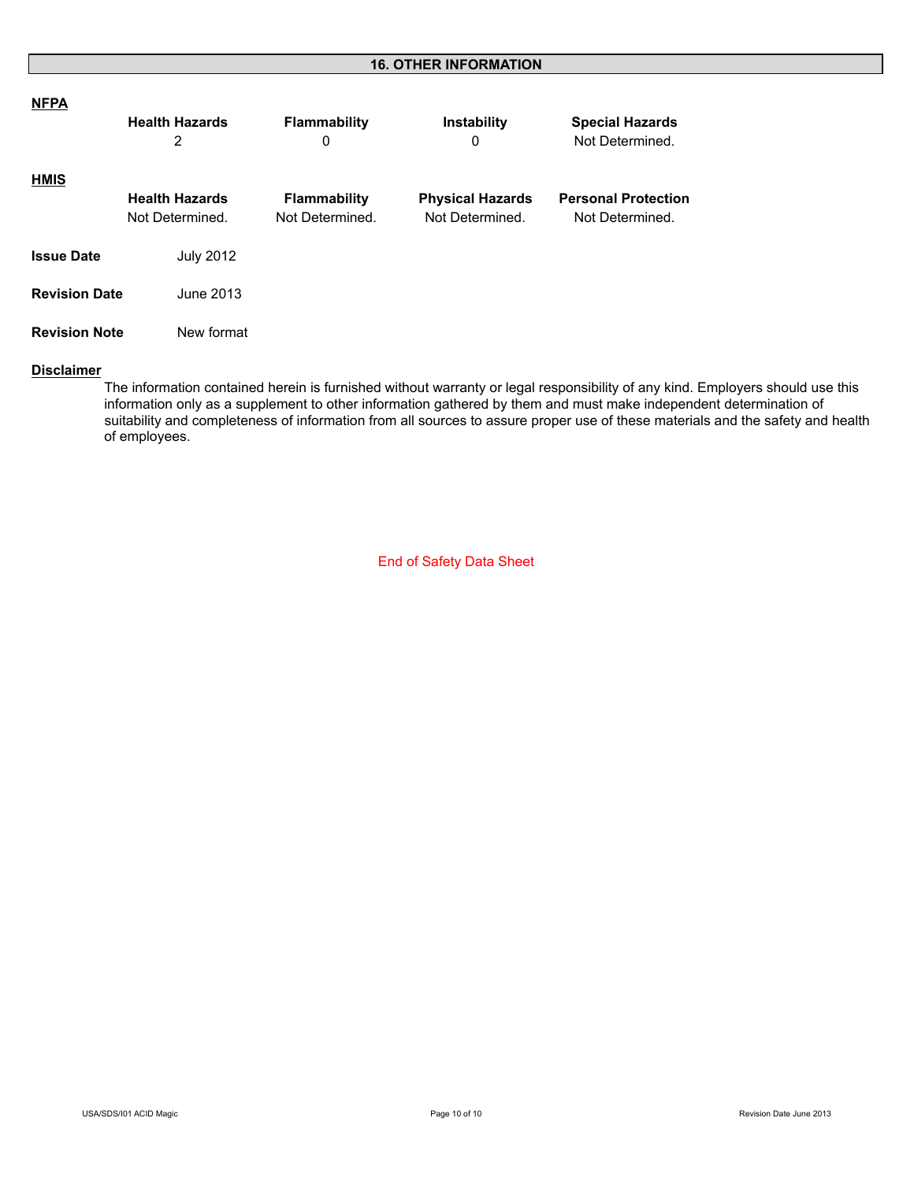## 16. OTHER INFORMATION

**NFPA**

| Health Hazards | Flammability | Instability | Special Hazards |
|---|---|---|---|
| 2 | 0 | 0 | Not Determined. |

**HMIS**

| Health Hazards | Flammability | Physical Hazards | Personal Protection |
|---|---|---|---|
| Not Determined. | Not Determined. | Not Determined. | Not Determined. |

**Issue Date** July 2012

**Revision Date** June 2013

**Revision Note** New format

**Disclaimer**

The information contained herein is furnished without warranty or legal responsibility of any kind. Employers should use this information only as a supplement to other information gathered by them and must make independent determination of suitability and completeness of information from all sources to assure proper use of these materials and the safety and health of employees.

End of Safety Data Sheet